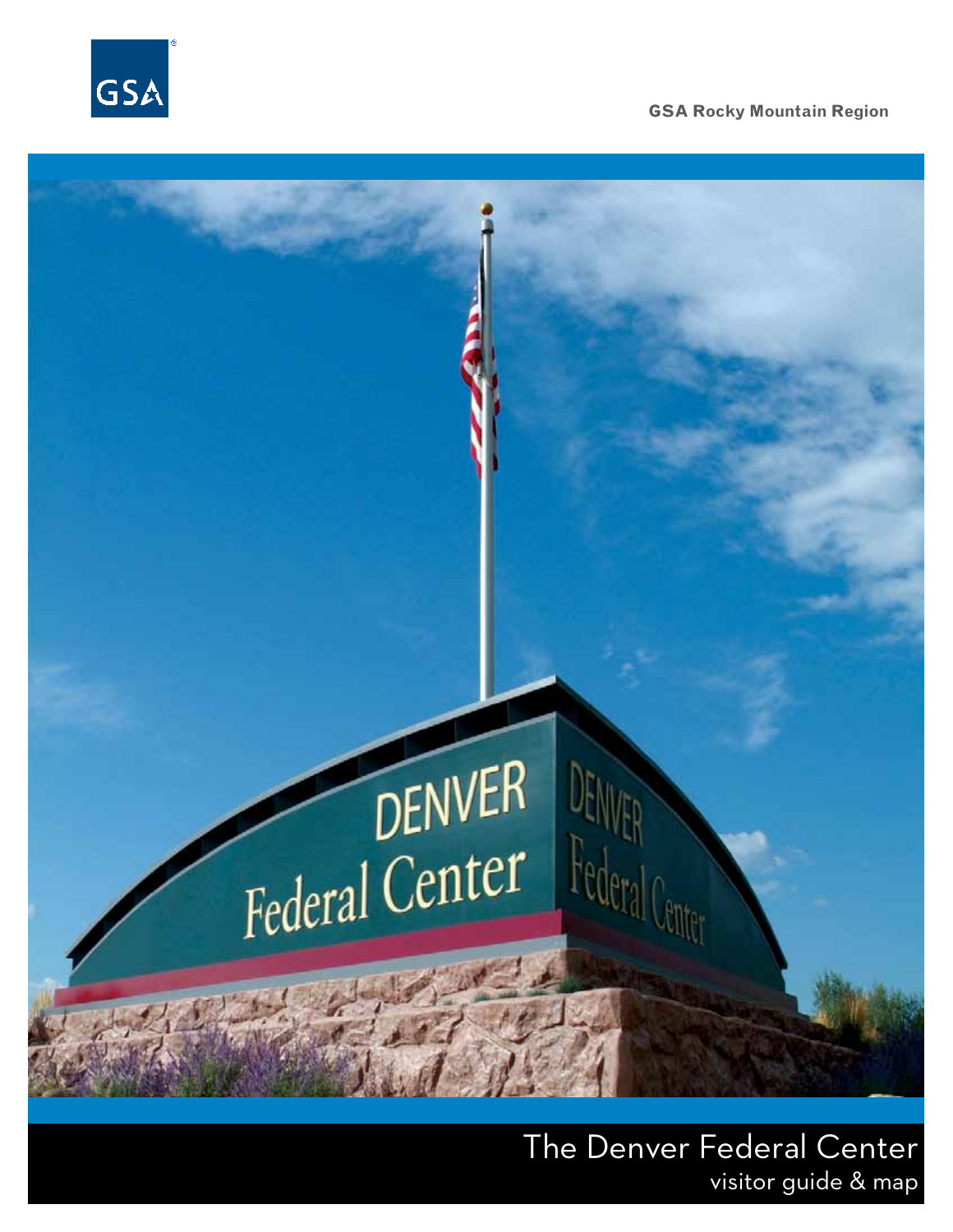GSA

GSA Rocky Mountain Region

# The Denver Federal Center

visitor guide & map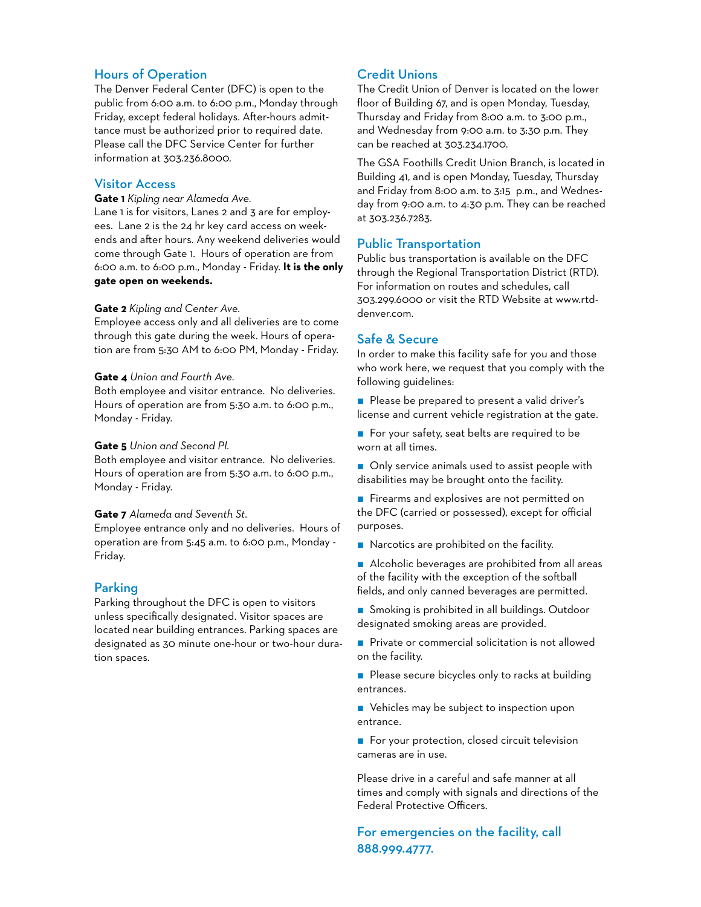## Hours of Operation

The Denver Federal Center (DFC) is open to the public from 6:00 a.m. to 6:00 p.m., Monday through Friday, except federal holidays. After-hours admittance must be authorized prior to required date. Please call the DFC Service Center for further information at 303.236.8000.

## Visitor Access

**Gate 1** *Kipling near Alameda Ave.*
Lane 1 is for visitors, Lanes 2 and 3 are for employees. Lane 2 is the 24 hr key card access on weekends and after hours. Any weekend deliveries would come through Gate 1. Hours of operation are from 6:00 a.m. to 6:00 p.m., Monday - Friday. **It is the only gate open on weekends.**

**Gate 2** *Kipling and Center Ave.*
Employee access only and all deliveries are to come through this gate during the week. Hours of operation are from 5:30 AM to 6:00 PM, Monday - Friday.

**Gate 4** *Union and Fourth Ave.*
Both employee and visitor entrance. No deliveries. Hours of operation are from 5:30 a.m. to 6:00 p.m., Monday - Friday.

**Gate 5** *Union and Second Pl.*
Both employee and visitor entrance. No deliveries. Hours of operation are from 5:30 a.m. to 6:00 p.m., Monday - Friday.

**Gate 7** *Alameda and Seventh St.*
Employee entrance only and no deliveries. Hours of operation are from 5:45 a.m. to 6:00 p.m., Monday - Friday.

## Parking

Parking throughout the DFC is open to visitors unless specifically designated. Visitor spaces are located near building entrances. Parking spaces are designated as 30 minute one-hour or two-hour duration spaces.

## Credit Unions

The Credit Union of Denver is located on the lower floor of Building 67, and is open Monday, Tuesday, Thursday and Friday from 8:00 a.m. to 3:00 p.m., and Wednesday from 9:00 a.m. to 3:30 p.m. They can be reached at 303.234.1700.

The GSA Foothills Credit Union Branch, is located in Building 41, and is open Monday, Tuesday, Thursday and Friday from 8:00 a.m. to 3:15 p.m., and Wednesday from 9:00 a.m. to 4:30 p.m. They can be reached at 303.236.7283.

## Public Transportation

Public bus transportation is available on the DFC through the Regional Transportation District (RTD). For information on routes and schedules, call 303.299.6000 or visit the RTD Website at www.rtd-denver.com.

## Safe & Secure

In order to make this facility safe for you and those who work here, we request that you comply with the following guidelines:

- Please be prepared to present a valid driver's license and current vehicle registration at the gate.
- For your safety, seat belts are required to be worn at all times.
- Only service animals used to assist people with disabilities may be brought onto the facility.
- Firearms and explosives are not permitted on the DFC (carried or possessed), except for official purposes.
- Narcotics are prohibited on the facility.
- Alcoholic beverages are prohibited from all areas of the facility with the exception of the softball fields, and only canned beverages are permitted.
- Smoking is prohibited in all buildings. Outdoor designated smoking areas are provided.
- Private or commercial solicitation is not allowed on the facility.
- Please secure bicycles only to racks at building entrances.
- Vehicles may be subject to inspection upon entrance.
- For your protection, closed circuit television cameras are in use.

Please drive in a careful and safe manner at all times and comply with signals and directions of the Federal Protective Officers.

## For emergencies on the facility, call 888.999.4777.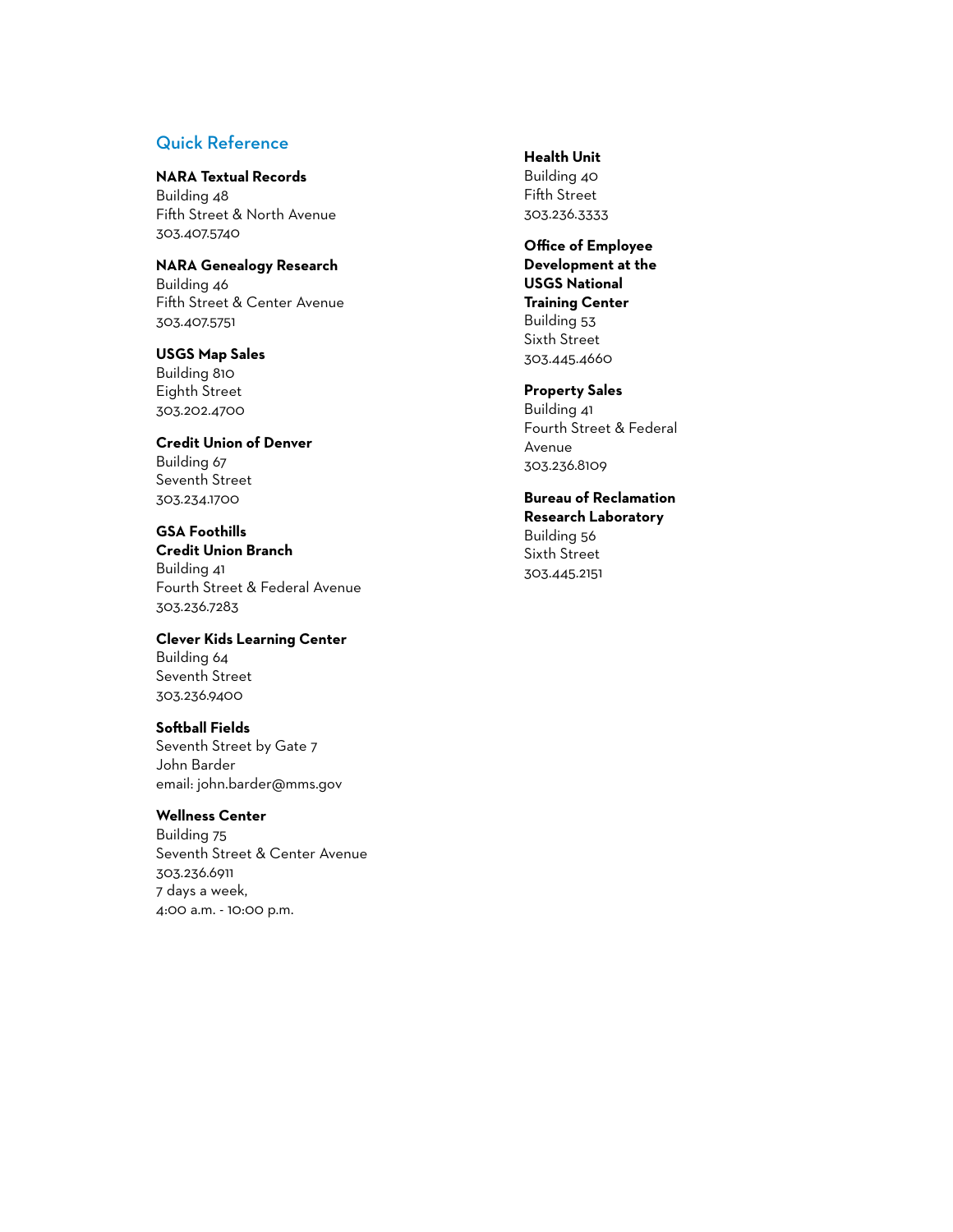## Quick Reference

**NARA Textual Records**
Building 48
Fifth Street & North Avenue
303.407.5740

**NARA Genealogy Research**
Building 46
Fifth Street & Center Avenue
303.407.5751

**USGS Map Sales**
Building 810
Eighth Street
303.202.4700

**Credit Union of Denver**
Building 67
Seventh Street
303.234.1700

**GSA Foothills Credit Union Branch**
Building 41
Fourth Street & Federal Avenue
303.236.7283

**Clever Kids Learning Center**
Building 64
Seventh Street
303.236.9400

**Softball Fields**
Seventh Street by Gate 7
John Barder
email: john.barder@mms.gov

**Wellness Center**
Building 75
Seventh Street & Center Avenue
303.236.6911
7 days a week,
4:00 a.m. - 10:00 p.m.

**Health Unit**
Building 40
Fifth Street
303.236.3333

**Office of Employee Development at the USGS National Training Center**
Building 53
Sixth Street
303.445.4660

**Property Sales**
Building 41
Fourth Street & Federal Avenue
303.236.8109

**Bureau of Reclamation Research Laboratory**
Building 56
Sixth Street
303.445.2151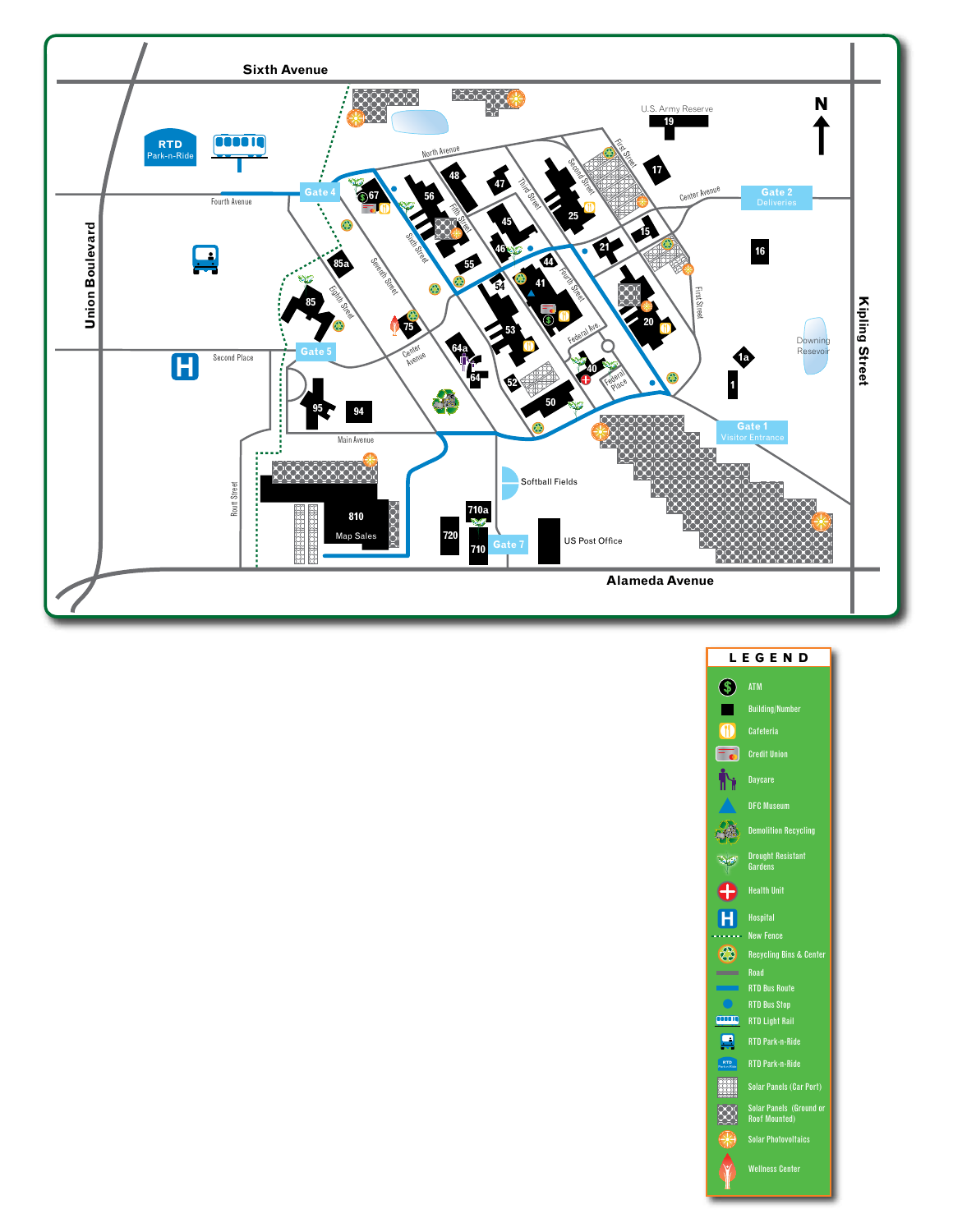Sixth Avenue

Union Boulevard

Kipling Street

Alameda Avenue

RTD Park-n-Ride

Fourth Avenue

Second Place

Routt Street

Main Avenue

North Avenue

Center Avenue

Gate 1 Visitor Entrance

Gate 2 Deliveries

Gate 4

Gate 5

Gate 7

U.S. Army Reserve

Downing Reservoir

Softball Fields

US Post Office

810 Map Sales

First Street

Second Street

Third Street

Fourth Street

Fifth Street

Sixth Street

Seventh Street

Eighth Street

Federal Ave.

Federal Place

19, 17, 16, 1a, 1, 25, 15, 21, 20, 47, 48, 56, 67, 45, 46, 44, 41, 55, 54, 53, 85a, 85, 75, 64a, 64, 52, 40, 50, 95, 94, 710a, 710, 720

N

## LEGEND

- ATM
- Building/Number
- Cafeteria
- Credit Union
- Daycare
- DFC Museum
- Demolition Recycling
- Drought Resistant Gardens
- Health Unit
- Hospital
- New Fence
- Recycling Bins & Center
- Road
- RTD Bus Route
- RTD Bus Stop
- RTD Light Rail
- RTD Park-n-Ride
- RTD Park-n-Ride
- Solar Panels (Car Port)
- Solar Panels (Ground or Roof Mounted)
- Solar Photovoltaics
- Wellness Center